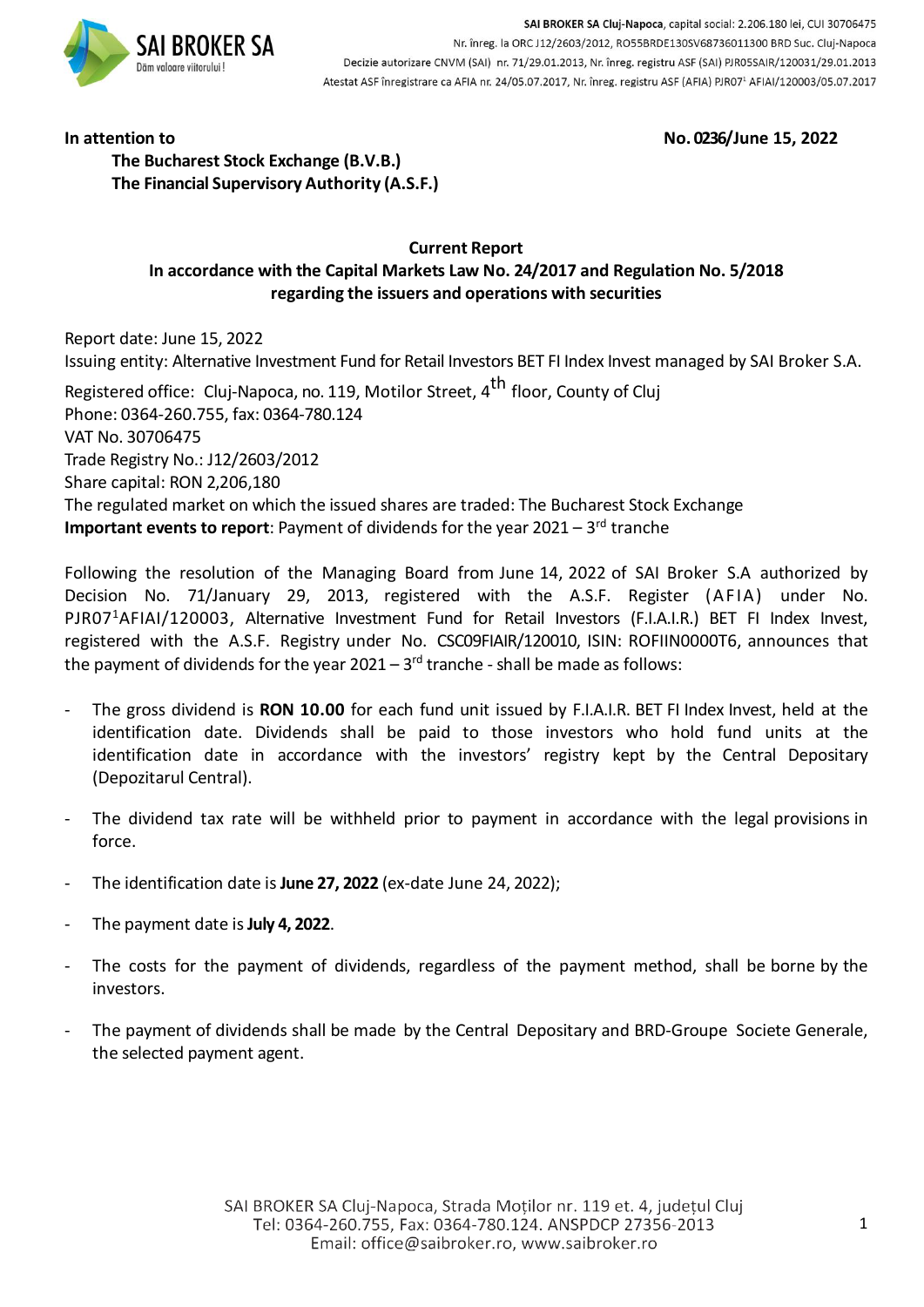SAI BROKER SA Cluj-Napoca, capital social: 2.206.180 lei, CUI 30706475
Nr. înreg. la ORC J12/2603/2012, RO55BRDE130SV68736011300 BRD Suc. Cluj-Napoca
Decizie autorizare CNVM (SAI) nr. 71/29.01.2013, Nr. înreg. registru ASF (SAI) PJR05SAIR/120031/29.01.2013
Atestat ASF înregistrare ca AFIA nr. 24/05.07.2017, Nr. înreg. registru ASF (AFIA) PJR07[1] AFIAI/120003/05.07.2017

**In attention to** **No. 0236/June 15, 2022**

**The Bucharest Stock Exchange (B.V.B.)**
**The Financial Supervisory Authority (A.S.F.)**

**Current Report**
**In accordance with the Capital Markets Law No. 24/2017 and Regulation No. 5/2018 regarding the issuers and operations with securities**

Report date: June 15, 2022
Issuing entity: Alternative Investment Fund for Retail Investors BET FI Index Invest managed by SAI Broker S.A.
Registered office: Cluj-Napoca, no. 119, Motilor Street, 4th floor, County of Cluj
Phone: 0364-260.755, fax: 0364-780.124
VAT No. 30706475
Trade Registry No.: J12/2603/2012
Share capital: RON 2,206,180
The regulated market on which the issued shares are traded: The Bucharest Stock Exchange
**Important events to report**: Payment of dividends for the year 2021 – 3rd tranche

Following the resolution of the Managing Board from June 14, 2022 of SAI Broker S.A authorized by Decision No. 71/January 29, 2013, registered with the A.S.F. Register (AFIA) under No. PJR07[1]AFIAI/120003, Alternative Investment Fund for Retail Investors (F.I.A.I.R.) BET FI Index Invest, registered with the A.S.F. Registry under No. CSC09FIAIR/120010, ISIN: ROFIIN0000T6, announces that the payment of dividends for the year 2021 – 3rd tranche - shall be made as follows:

- The gross dividend is **RON 10.00** for each fund unit issued by F.I.A.I.R. BET FI Index Invest, held at the identification date. Dividends shall be paid to those investors who hold fund units at the identification date in accordance with the investors' registry kept by the Central Depositary (Depozitarul Central).
- The dividend tax rate will be withheld prior to payment in accordance with the legal provisions in force.
- The identification date is **June 27, 2022** (ex-date June 24, 2022);
- The payment date is **July 4, 2022**.
- The costs for the payment of dividends, regardless of the payment method, shall be borne by the investors.
- The payment of dividends shall be made by the Central Depositary and BRD-Groupe Societe Generale, the selected payment agent.

SAI BROKER SA Cluj-Napoca, Strada Moților nr. 119 et. 4, județul Cluj
Tel: 0364-260.755, Fax: 0364-780.124. ANSPDCP 27356-2013
Email: office@saibroker.ro, www.saibroker.ro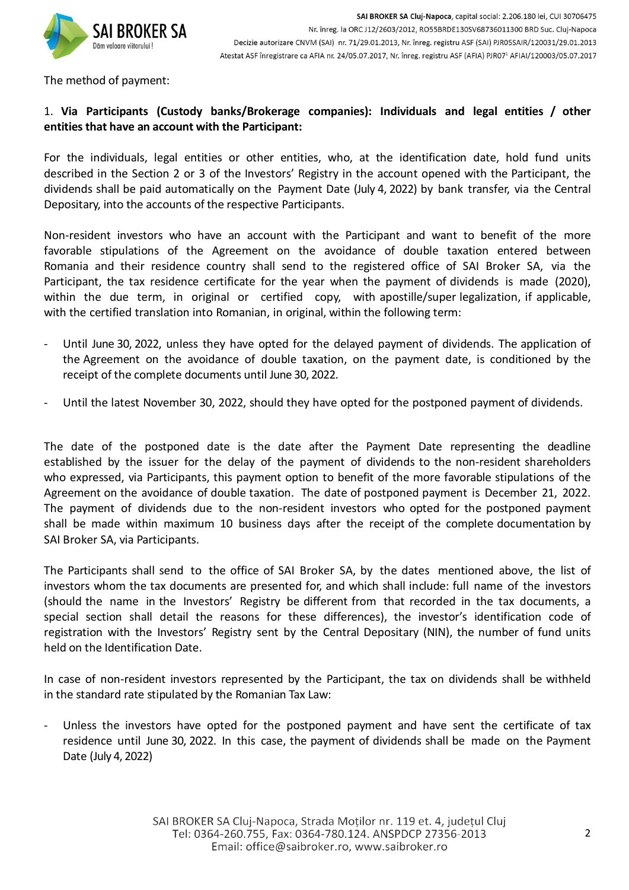The method of payment:

1. **Via Participants (Custody banks/Brokerage companies): Individuals and legal entities / other entities that have an account with the Participant:**

For the individuals, legal entities or other entities, who, at the identification date, hold fund units described in the Section 2 or 3 of the Investors' Registry in the account opened with the Participant, the dividends shall be paid automatically on the Payment Date (July 4, 2022) by bank transfer, via the Central Depositary, into the accounts of the respective Participants.

Non-resident investors who have an account with the Participant and want to benefit of the more favorable stipulations of the Agreement on the avoidance of double taxation entered between Romania and their residence country shall send to the registered office of SAI Broker SA, via the Participant, the tax residence certificate for the year when the payment of dividends is made (2020), within the due term, in original or certified copy, with apostille/super legalization, if applicable, with the certified translation into Romanian, in original, within the following term:

- Until June 30, 2022, unless they have opted for the delayed payment of dividends. The application of the Agreement on the avoidance of double taxation, on the payment date, is conditioned by the receipt of the complete documents until June 30, 2022.
- Until the latest November 30, 2022, should they have opted for the postponed payment of dividends.

The date of the postponed date is the date after the Payment Date representing the deadline established by the issuer for the delay of the payment of dividends to the non-resident shareholders who expressed, via Participants, this payment option to benefit of the more favorable stipulations of the Agreement on the avoidance of double taxation. The date of postponed payment is December 21, 2022. The payment of dividends due to the non-resident investors who opted for the postponed payment shall be made within maximum 10 business days after the receipt of the complete documentation by SAI Broker SA, via Participants.

The Participants shall send to the office of SAI Broker SA, by the dates mentioned above, the list of investors whom the tax documents are presented for, and which shall include: full name of the investors (should the name in the Investors' Registry be different from that recorded in the tax documents, a special section shall detail the reasons for these differences), the investor's identification code of registration with the Investors' Registry sent by the Central Depositary (NIN), the number of fund units held on the Identification Date.

In case of non-resident investors represented by the Participant, the tax on dividends shall be withheld in the standard rate stipulated by the Romanian Tax Law:

- Unless the investors have opted for the postponed payment and have sent the certificate of tax residence until June 30, 2022. In this case, the payment of dividends shall be made on the Payment Date (July 4, 2022)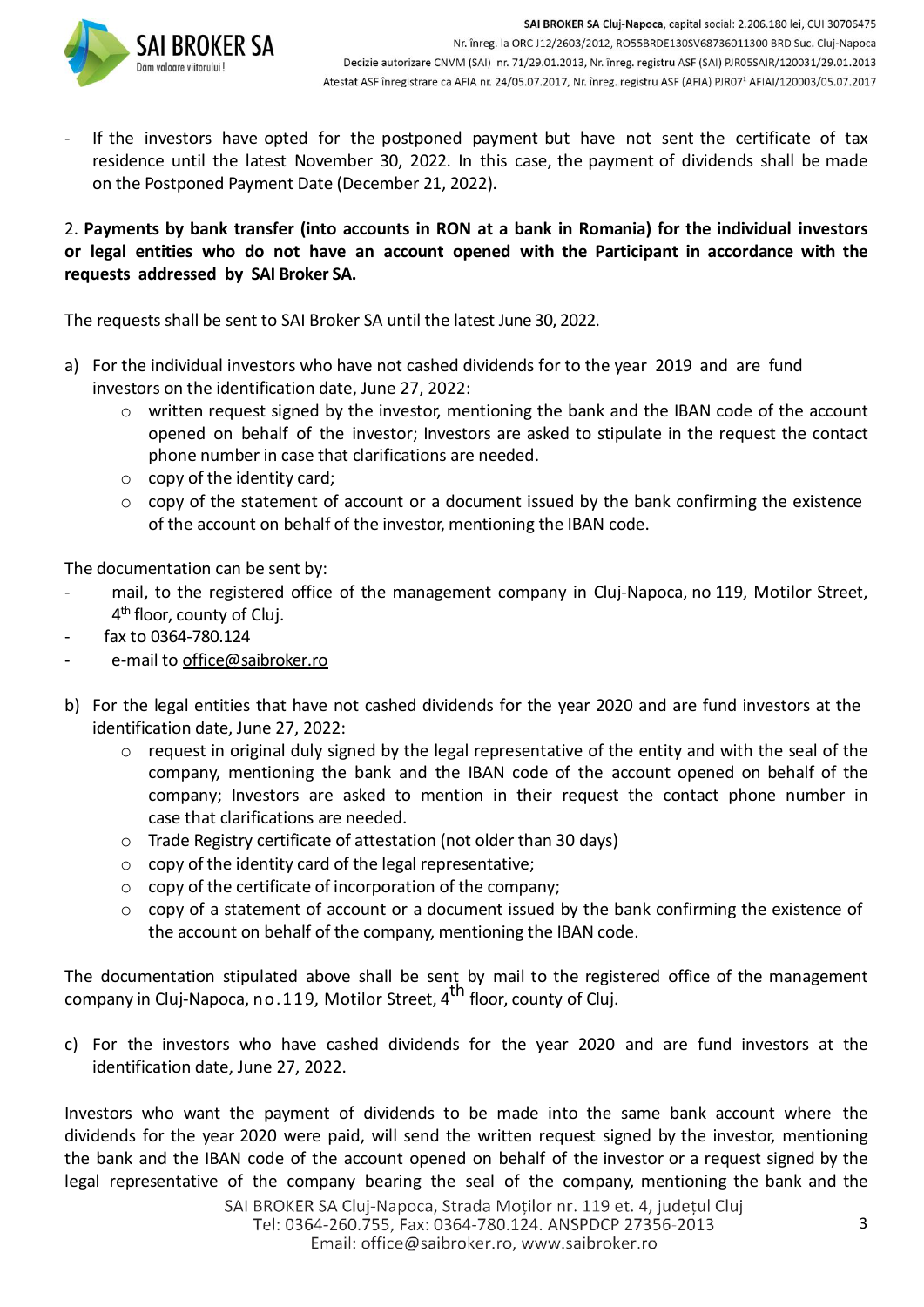- If the investors have opted for the postponed payment but have not sent the certificate of tax residence until the latest November 30, 2022. In this case, the payment of dividends shall be made on the Postponed Payment Date (December 21, 2022).

2. **Payments by bank transfer (into accounts in RON at a bank in Romania) for the individual investors or legal entities who do not have an account opened with the Participant in accordance with the requests addressed by SAI Broker SA.**

The requests shall be sent to SAI Broker SA until the latest June 30, 2022.

a) For the individual investors who have not cashed dividends for to the year 2019 and are fund investors on the identification date, June 27, 2022:
   - written request signed by the investor, mentioning the bank and the IBAN code of the account opened on behalf of the investor; Investors are asked to stipulate in the request the contact phone number in case that clarifications are needed.
   - copy of the identity card;
   - copy of the statement of account or a document issued by the bank confirming the existence of the account on behalf of the investor, mentioning the IBAN code.

The documentation can be sent by:

- mail, to the registered office of the management company in Cluj-Napoca, no 119, Motilor Street, 4th floor, county of Cluj.
- fax to 0364-780.124
- e-mail to office@saibroker.ro

b) For the legal entities that have not cashed dividends for the year 2020 and are fund investors at the identification date, June 27, 2022:
   - request in original duly signed by the legal representative of the entity and with the seal of the company, mentioning the bank and the IBAN code of the account opened on behalf of the company; Investors are asked to mention in their request the contact phone number in case that clarifications are needed.
   - Trade Registry certificate of attestation (not older than 30 days)
   - copy of the identity card of the legal representative;
   - copy of the certificate of incorporation of the company;
   - copy of a statement of account or a document issued by the bank confirming the existence of the account on behalf of the company, mentioning the IBAN code.

The documentation stipulated above shall be sent by mail to the registered office of the management company in Cluj-Napoca, no.119, Motilor Street, 4th floor, county of Cluj.

c) For the investors who have cashed dividends for the year 2020 and are fund investors at the identification date, June 27, 2022.

Investors who want the payment of dividends to be made into the same bank account where the dividends for the year 2020 were paid, will send the written request signed by the investor, mentioning the bank and the IBAN code of the account opened on behalf of the investor or a request signed by the legal representative of the company bearing the seal of the company, mentioning the bank and the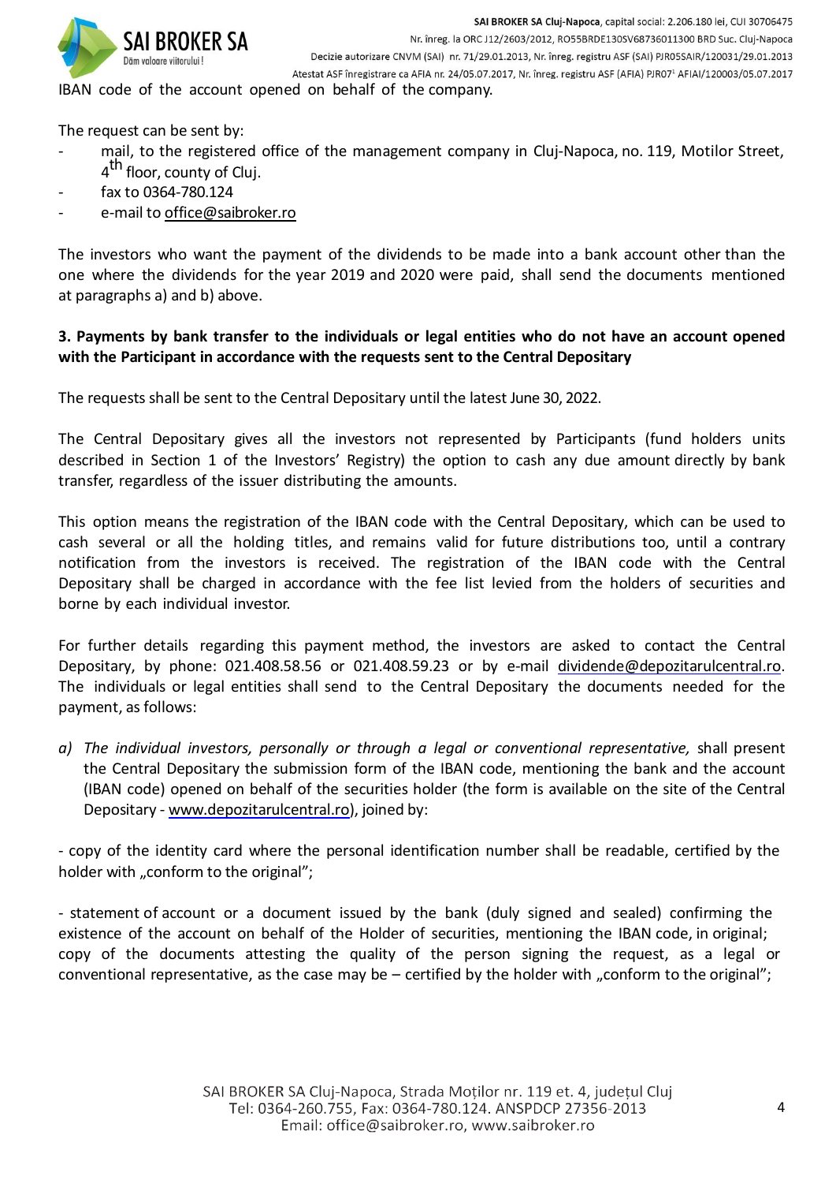IBAN code of the account opened on behalf of the company.

The request can be sent by:

- mail, to the registered office of the management company in Cluj-Napoca, no. 119, Motilor Street, 4th floor, county of Cluj.
- fax to 0364-780.124
- e-mail to office@saibroker.ro

The investors who want the payment of the dividends to be made into a bank account other than the one where the dividends for the year 2019 and 2020 were paid, shall send the documents mentioned at paragraphs a) and b) above.

**3. Payments by bank transfer to the individuals or legal entities who do not have an account opened with the Participant in accordance with the requests sent to the Central Depositary**

The requests shall be sent to the Central Depositary until the latest June 30, 2022.

The Central Depositary gives all the investors not represented by Participants (fund holders units described in Section 1 of the Investors' Registry) the option to cash any due amount directly by bank transfer, regardless of the issuer distributing the amounts.

This option means the registration of the IBAN code with the Central Depositary, which can be used to cash several or all the holding titles, and remains valid for future distributions too, until a contrary notification from the investors is received. The registration of the IBAN code with the Central Depositary shall be charged in accordance with the fee list levied from the holders of securities and borne by each individual investor.

For further details regarding this payment method, the investors are asked to contact the Central Depositary, by phone: 021.408.58.56 or 021.408.59.23 or by e-mail dividende@depozitarulcentral.ro. The individuals or legal entities shall send to the Central Depositary the documents needed for the payment, as follows:

a) *The individual investors, personally or through a legal or conventional representative,* shall present the Central Depositary the submission form of the IBAN code, mentioning the bank and the account (IBAN code) opened on behalf of the securities holder (the form is available on the site of the Central Depositary - www.depozitarulcentral.ro), joined by:

- copy of the identity card where the personal identification number shall be readable, certified by the holder with „conform to the original";

- statement of account or a document issued by the bank (duly signed and sealed) confirming the existence of the account on behalf of the Holder of securities, mentioning the IBAN code, in original; copy of the documents attesting the quality of the person signing the request, as a legal or conventional representative, as the case may be – certified by the holder with „conform to the original";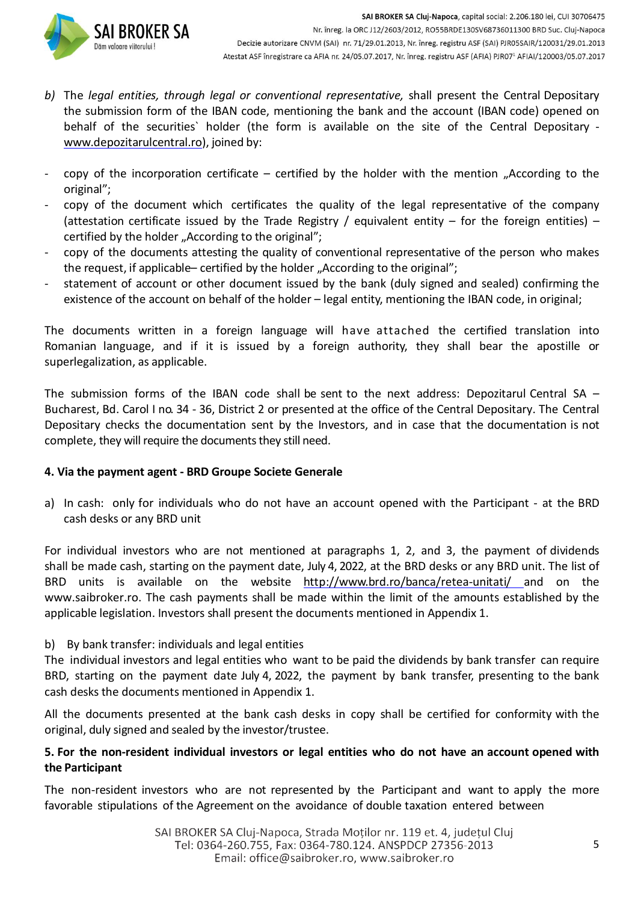b) The *legal entities, through legal or conventional representative,* shall present the Central Depositary the submission form of the IBAN code, mentioning the bank and the account (IBAN code) opened on behalf of the securities` holder (the form is available on the site of the Central Depositary - www.depozitarulcentral.ro), joined by:

- copy of the incorporation certificate – certified by the holder with the mention „According to the original";
- copy of the document which certificates the quality of the legal representative of the company (attestation certificate issued by the Trade Registry / equivalent entity – for the foreign entities) – certified by the holder „According to the original";
- copy of the documents attesting the quality of conventional representative of the person who makes the request, if applicable– certified by the holder „According to the original";
- statement of account or other document issued by the bank (duly signed and sealed) confirming the existence of the account on behalf of the holder – legal entity, mentioning the IBAN code, in original;

The documents written in a foreign language will have attached the certified translation into Romanian language, and if it is issued by a foreign authority, they shall bear the apostille or superlegalization, as applicable.

The submission forms of the IBAN code shall be sent to the next address: Depozitarul Central SA – Bucharest, Bd. Carol I no. 34 - 36, District 2 or presented at the office of the Central Depositary. The Central Depositary checks the documentation sent by the Investors, and in case that the documentation is not complete, they will require the documents they still need.

**4. Via the payment agent - BRD Groupe Societe Generale**

a) In cash: only for individuals who do not have an account opened with the Participant - at the BRD cash desks or any BRD unit

For individual investors who are not mentioned at paragraphs 1, 2, and 3, the payment of dividends shall be made cash, starting on the payment date, July 4, 2022, at the BRD desks or any BRD unit. The list of BRD units is available on the website http://www.brd.ro/banca/retea-unitati/ and on the www.saibroker.ro. The cash payments shall be made within the limit of the amounts established by the applicable legislation. Investors shall present the documents mentioned in Appendix 1.

b) By bank transfer: individuals and legal entities

The individual investors and legal entities who want to be paid the dividends by bank transfer can require BRD, starting on the payment date July 4, 2022, the payment by bank transfer, presenting to the bank cash desks the documents mentioned in Appendix 1.

All the documents presented at the bank cash desks in copy shall be certified for conformity with the original, duly signed and sealed by the investor/trustee.

**5. For the non-resident individual investors or legal entities who do not have an account opened with the Participant**

The non-resident investors who are not represented by the Participant and want to apply the more favorable stipulations of the Agreement on the avoidance of double taxation entered between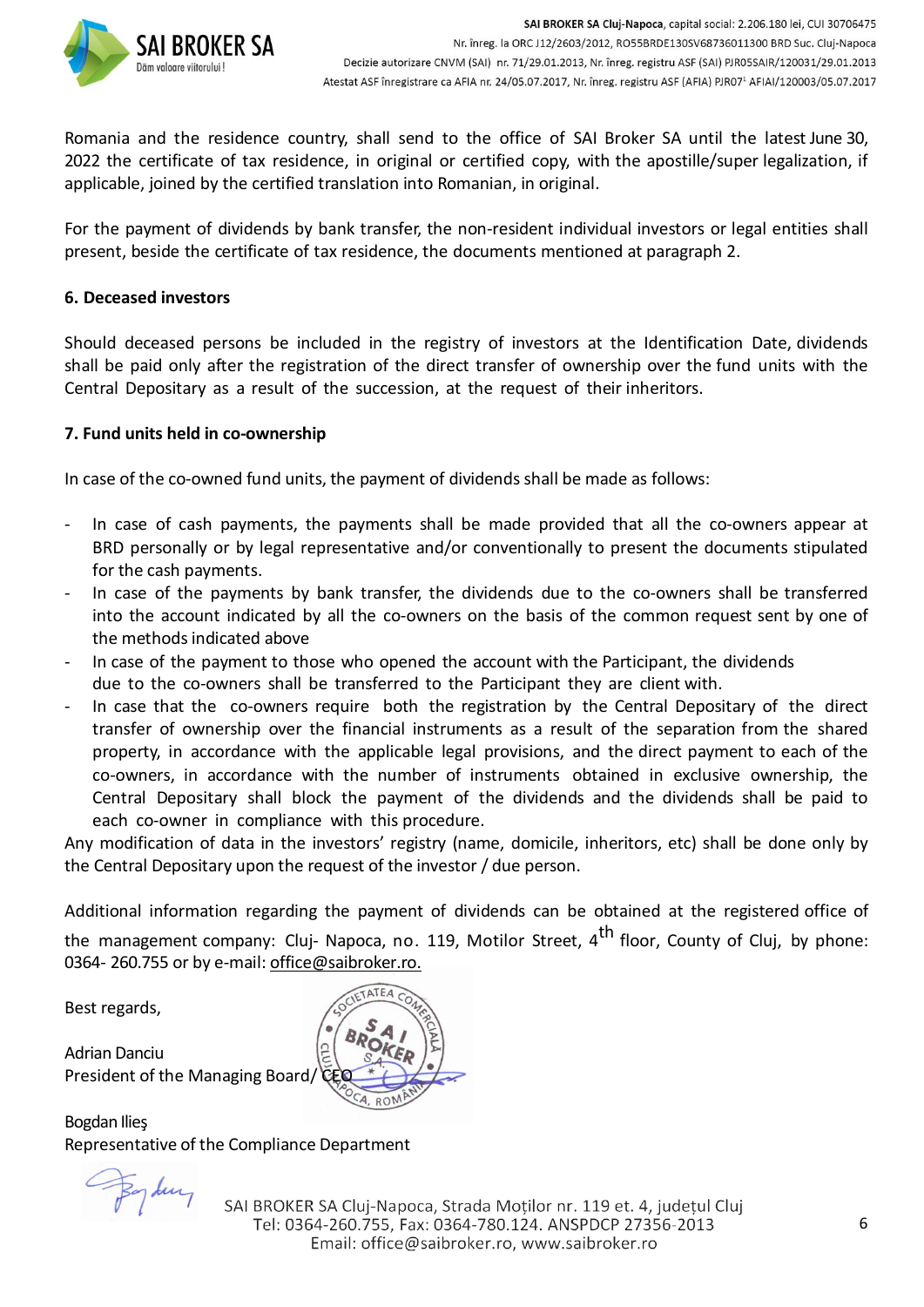Romania and the residence country, shall send to the office of SAI Broker SA until the latest June 30, 2022 the certificate of tax residence, in original or certified copy, with the apostille/super legalization, if applicable, joined by the certified translation into Romanian, in original.

For the payment of dividends by bank transfer, the non-resident individual investors or legal entities shall present, beside the certificate of tax residence, the documents mentioned at paragraph 2.

**6. Deceased investors**

Should deceased persons be included in the registry of investors at the Identification Date, dividends shall be paid only after the registration of the direct transfer of ownership over the fund units with the Central Depositary as a result of the succession, at the request of their inheritors.

**7. Fund units held in co-ownership**

In case of the co-owned fund units, the payment of dividends shall be made as follows:

- In case of cash payments, the payments shall be made provided that all the co-owners appear at BRD personally or by legal representative and/or conventionally to present the documents stipulated for the cash payments.
- In case of the payments by bank transfer, the dividends due to the co-owners shall be transferred into the account indicated by all the co-owners on the basis of the common request sent by one of the methods indicated above
- In case of the payment to those who opened the account with the Participant, the dividends due to the co-owners shall be transferred to the Participant they are client with.
- In case that the co-owners require both the registration by the Central Depositary of the direct transfer of ownership over the financial instruments as a result of the separation from the shared property, in accordance with the applicable legal provisions, and the direct payment to each of the co-owners, in accordance with the number of instruments obtained in exclusive ownership, the Central Depositary shall block the payment of the dividends and the dividends shall be paid to each co-owner in compliance with this procedure.

Any modification of data in the investors' registry (name, domicile, inheritors, etc) shall be done only by the Central Depositary upon the request of the investor / due person.

Additional information regarding the payment of dividends can be obtained at the registered office of the management company: Cluj- Napoca, no. 119, Motilor Street, 4th floor, County of Cluj, by phone: 0364- 260.755 or by e-mail: office@saibroker.ro.

Best regards,

Adrian Danciu
President of the Managing Board/ CEO

Bogdan Ilieş
Representative of the Compliance Department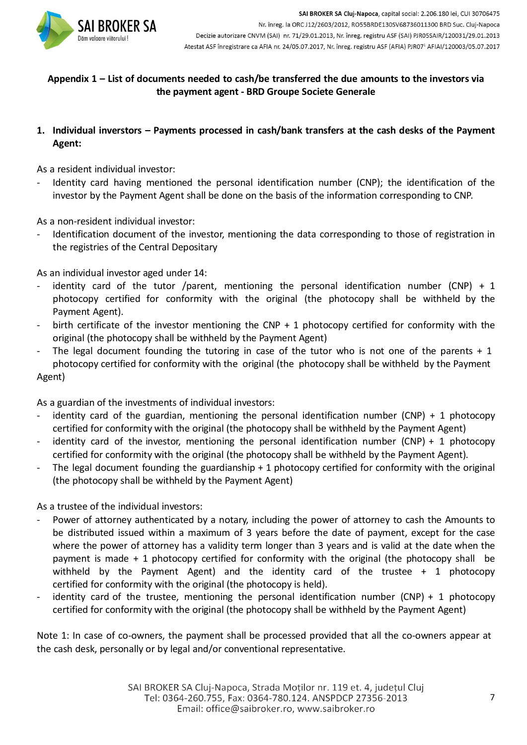## Appendix 1 – List of documents needed to cash/be transferred the due amounts to the investors via the payment agent - BRD Groupe Societe Generale

1. **Individual inverstors – Payments processed in cash/bank transfers at the cash desks of the Payment Agent:**

As a resident individual investor:

- Identity card having mentioned the personal identification number (CNP); the identification of the investor by the Payment Agent shall be done on the basis of the information corresponding to CNP.

As a non-resident individual investor:

- Identification document of the investor, mentioning the data corresponding to those of registration in the registries of the Central Depositary

As an individual investor aged under 14:

- identity card of the tutor /parent, mentioning the personal identification number (CNP) + 1 photocopy certified for conformity with the original (the photocopy shall be withheld by the Payment Agent).
- birth certificate of the investor mentioning the CNP + 1 photocopy certified for conformity with the original (the photocopy shall be withheld by the Payment Agent)
- The legal document founding the tutoring in case of the tutor who is not one of the parents + 1 photocopy certified for conformity with the original (the photocopy shall be withheld by the Payment Agent)

As a guardian of the investments of individual investors:

- identity card of the guardian, mentioning the personal identification number (CNP) + 1 photocopy certified for conformity with the original (the photocopy shall be withheld by the Payment Agent)
- identity card of the investor, mentioning the personal identification number (CNP) + 1 photocopy certified for conformity with the original (the photocopy shall be withheld by the Payment Agent).
- The legal document founding the guardianship + 1 photocopy certified for conformity with the original (the photocopy shall be withheld by the Payment Agent)

As a trustee of the individual investors:

- Power of attorney authenticated by a notary, including the power of attorney to cash the Amounts to be distributed issued within a maximum of 3 years before the date of payment, except for the case where the power of attorney has a validity term longer than 3 years and is valid at the date when the payment is made + 1 photocopy certified for conformity with the original (the photocopy shall be withheld by the Payment Agent) and the identity card of the trustee + 1 photocopy certified for conformity with the original (the photocopy is held).
- identity card of the trustee, mentioning the personal identification number (CNP) + 1 photocopy certified for conformity with the original (the photocopy shall be withheld by the Payment Agent)

Note 1: In case of co-owners, the payment shall be processed provided that all the co-owners appear at the cash desk, personally or by legal and/or conventional representative.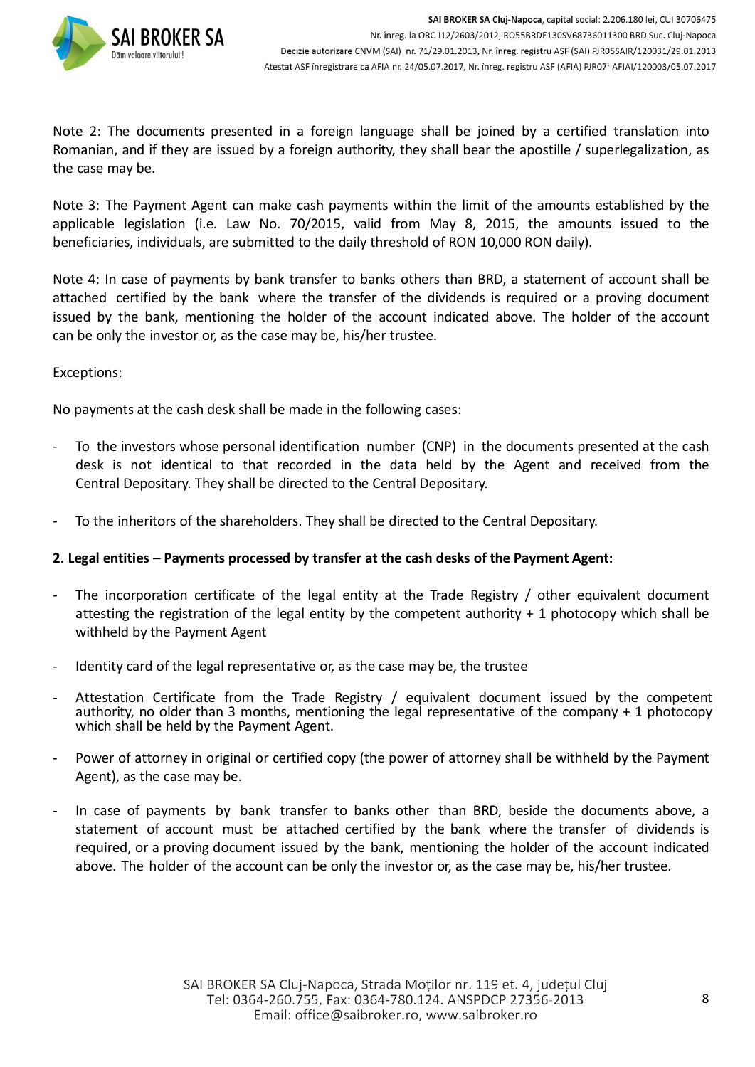Note 2: The documents presented in a foreign language shall be joined by a certified translation into Romanian, and if they are issued by a foreign authority, they shall bear the apostille / superlegalization, as the case may be.

Note 3: The Payment Agent can make cash payments within the limit of the amounts established by the applicable legislation (i.e. Law No. 70/2015, valid from May 8, 2015, the amounts issued to the beneficiaries, individuals, are submitted to the daily threshold of RON 10,000 RON daily).

Note 4: In case of payments by bank transfer to banks others than BRD, a statement of account shall be attached certified by the bank where the transfer of the dividends is required or a proving document issued by the bank, mentioning the holder of the account indicated above. The holder of the account can be only the investor or, as the case may be, his/her trustee.

Exceptions:

No payments at the cash desk shall be made in the following cases:

- To the investors whose personal identification number (CNP) in the documents presented at the cash desk is not identical to that recorded in the data held by the Agent and received from the Central Depositary. They shall be directed to the Central Depositary.
- To the inheritors of the shareholders. They shall be directed to the Central Depositary.

**2. Legal entities – Payments processed by transfer at the cash desks of the Payment Agent:**

- The incorporation certificate of the legal entity at the Trade Registry / other equivalent document attesting the registration of the legal entity by the competent authority + 1 photocopy which shall be withheld by the Payment Agent
- Identity card of the legal representative or, as the case may be, the trustee
- Attestation Certificate from the Trade Registry / equivalent document issued by the competent authority, no older than 3 months, mentioning the legal representative of the company + 1 photocopy which shall be held by the Payment Agent.
- Power of attorney in original or certified copy (the power of attorney shall be withheld by the Payment Agent), as the case may be.
- In case of payments by bank transfer to banks other than BRD, beside the documents above, a statement of account must be attached certified by the bank where the transfer of dividends is required, or a proving document issued by the bank, mentioning the holder of the account indicated above. The holder of the account can be only the investor or, as the case may be, his/her trustee.